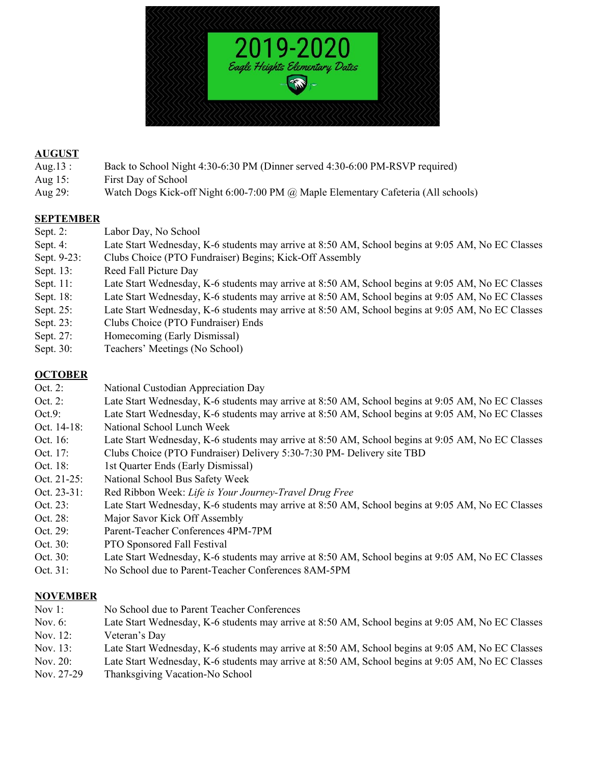# 2019-2020

*Eagle Heights Elementary Dates*

**AUGUST**

Aug.13 : Back to School Night 4:30-6:30 PM (Dinner served 4:30-6:00 PM-RSVP required)
Aug 15: First Day of School
Aug 29: Watch Dogs Kick-off Night 6:00-7:00 PM @ Maple Elementary Cafeteria (All schools)

**SEPTEMBER**

Sept. 2: Labor Day, No School
Sept. 4: Late Start Wednesday, K-6 students may arrive at 8:50 AM, School begins at 9:05 AM, No EC Classes
Sept. 9-23: Clubs Choice (PTO Fundraiser) Begins; Kick-Off Assembly
Sept. 13: Reed Fall Picture Day
Sept. 11: Late Start Wednesday, K-6 students may arrive at 8:50 AM, School begins at 9:05 AM, No EC Classes
Sept. 18: Late Start Wednesday, K-6 students may arrive at 8:50 AM, School begins at 9:05 AM, No EC Classes
Sept. 25: Late Start Wednesday, K-6 students may arrive at 8:50 AM, School begins at 9:05 AM, No EC Classes
Sept. 23: Clubs Choice (PTO Fundraiser) Ends
Sept. 27: Homecoming (Early Dismissal)
Sept. 30: Teachers' Meetings (No School)

**OCTOBER**

Oct. 2: National Custodian Appreciation Day
Oct. 2: Late Start Wednesday, K-6 students may arrive at 8:50 AM, School begins at 9:05 AM, No EC Classes
Oct.9: Late Start Wednesday, K-6 students may arrive at 8:50 AM, School begins at 9:05 AM, No EC Classes
Oct. 14-18: National School Lunch Week
Oct. 16: Late Start Wednesday, K-6 students may arrive at 8:50 AM, School begins at 9:05 AM, No EC Classes
Oct. 17: Clubs Choice (PTO Fundraiser) Delivery 5:30-7:30 PM- Delivery site TBD
Oct. 18: 1st Quarter Ends (Early Dismissal)
Oct. 21-25: National School Bus Safety Week
Oct. 23-31: Red Ribbon Week: *Life is Your Journey-Travel Drug Free*
Oct. 23: Late Start Wednesday, K-6 students may arrive at 8:50 AM, School begins at 9:05 AM, No EC Classes
Oct. 28: Major Savor Kick Off Assembly
Oct. 29: Parent-Teacher Conferences 4PM-7PM
Oct. 30: PTO Sponsored Fall Festival
Oct. 30: Late Start Wednesday, K-6 students may arrive at 8:50 AM, School begins at 9:05 AM, No EC Classes
Oct. 31: No School due to Parent-Teacher Conferences 8AM-5PM

**NOVEMBER**

Nov 1: No School due to Parent Teacher Conferences
Nov. 6: Late Start Wednesday, K-6 students may arrive at 8:50 AM, School begins at 9:05 AM, No EC Classes
Nov. 12: Veteran's Day
Nov. 13: Late Start Wednesday, K-6 students may arrive at 8:50 AM, School begins at 9:05 AM, No EC Classes
Nov. 20: Late Start Wednesday, K-6 students may arrive at 8:50 AM, School begins at 9:05 AM, No EC Classes
Nov. 27-29 Thanksgiving Vacation-No School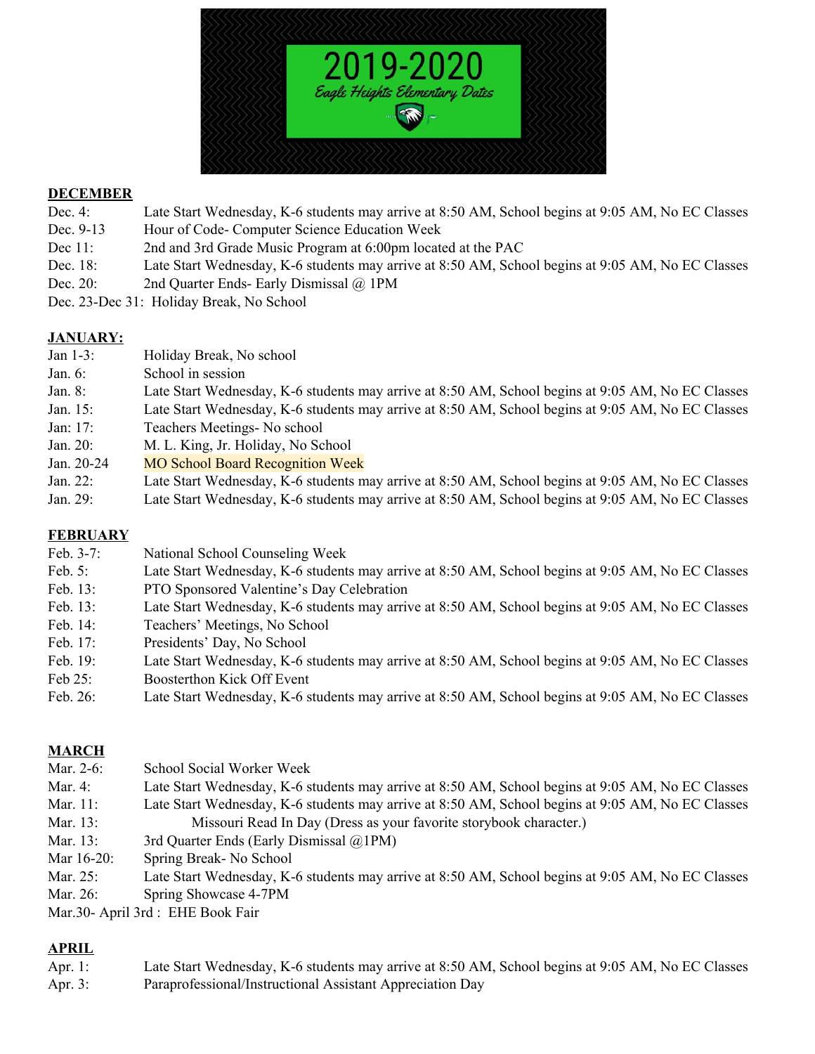# 2019-2020

*Eagle Heights Elementary Dates*

## DECEMBER

| | |
|---|---|
| Dec. 4: | Late Start Wednesday, K-6 students may arrive at 8:50 AM, School begins at 9:05 AM, No EC Classes |
| Dec. 9-13 | Hour of Code- Computer Science Education Week |
| Dec 11: | 2nd and 3rd Grade Music Program at 6:00pm located at the PAC |
| Dec. 18: | Late Start Wednesday, K-6 students may arrive at 8:50 AM, School begins at 9:05 AM, No EC Classes |
| Dec. 20: | 2nd Quarter Ends- Early Dismissal @ 1PM |
| Dec. 23-Dec 31: | Holiday Break, No School |

## JANUARY:

| | |
|---|---|
| Jan 1-3: | Holiday Break, No school |
| Jan. 6: | School in session |
| Jan. 8: | Late Start Wednesday, K-6 students may arrive at 8:50 AM, School begins at 9:05 AM, No EC Classes |
| Jan. 15: | Late Start Wednesday, K-6 students may arrive at 8:50 AM, School begins at 9:05 AM, No EC Classes |
| Jan: 17: | Teachers Meetings- No school |
| Jan. 20: | M. L. King, Jr. Holiday, No School |
| Jan. 20-24 | MO School Board Recognition Week |
| Jan. 22: | Late Start Wednesday, K-6 students may arrive at 8:50 AM, School begins at 9:05 AM, No EC Classes |
| Jan. 29: | Late Start Wednesday, K-6 students may arrive at 8:50 AM, School begins at 9:05 AM, No EC Classes |

## FEBRUARY

| | |
|---|---|
| Feb. 3-7: | National School Counseling Week |
| Feb. 5: | Late Start Wednesday, K-6 students may arrive at 8:50 AM, School begins at 9:05 AM, No EC Classes |
| Feb. 13: | PTO Sponsored Valentine's Day Celebration |
| Feb. 13: | Late Start Wednesday, K-6 students may arrive at 8:50 AM, School begins at 9:05 AM, No EC Classes |
| Feb. 14: | Teachers' Meetings, No School |
| Feb. 17: | Presidents' Day, No School |
| Feb. 19: | Late Start Wednesday, K-6 students may arrive at 8:50 AM, School begins at 9:05 AM, No EC Classes |
| Feb 25: | Boosterthon Kick Off Event |
| Feb. 26: | Late Start Wednesday, K-6 students may arrive at 8:50 AM, School begins at 9:05 AM, No EC Classes |

## MARCH

| | |
|---|---|
| Mar. 2-6: | School Social Worker Week |
| Mar. 4: | Late Start Wednesday, K-6 students may arrive at 8:50 AM, School begins at 9:05 AM, No EC Classes |
| Mar. 11: | Late Start Wednesday, K-6 students may arrive at 8:50 AM, School begins at 9:05 AM, No EC Classes |
| Mar. 13: | Missouri Read In Day (Dress as your favorite storybook character.) |
| Mar. 13: | 3rd Quarter Ends (Early Dismissal @1PM) |
| Mar 16-20: | Spring Break- No School |
| Mar. 25: | Late Start Wednesday, K-6 students may arrive at 8:50 AM, School begins at 9:05 AM, No EC Classes |
| Mar. 26: | Spring Showcase 4-7PM |
| Mar.30- April 3rd : | EHE Book Fair |

## APRIL

| | |
|---|---|
| Apr. 1: | Late Start Wednesday, K-6 students may arrive at 8:50 AM, School begins at 9:05 AM, No EC Classes |
| Apr. 3: | Paraprofessional/Instructional Assistant Appreciation Day |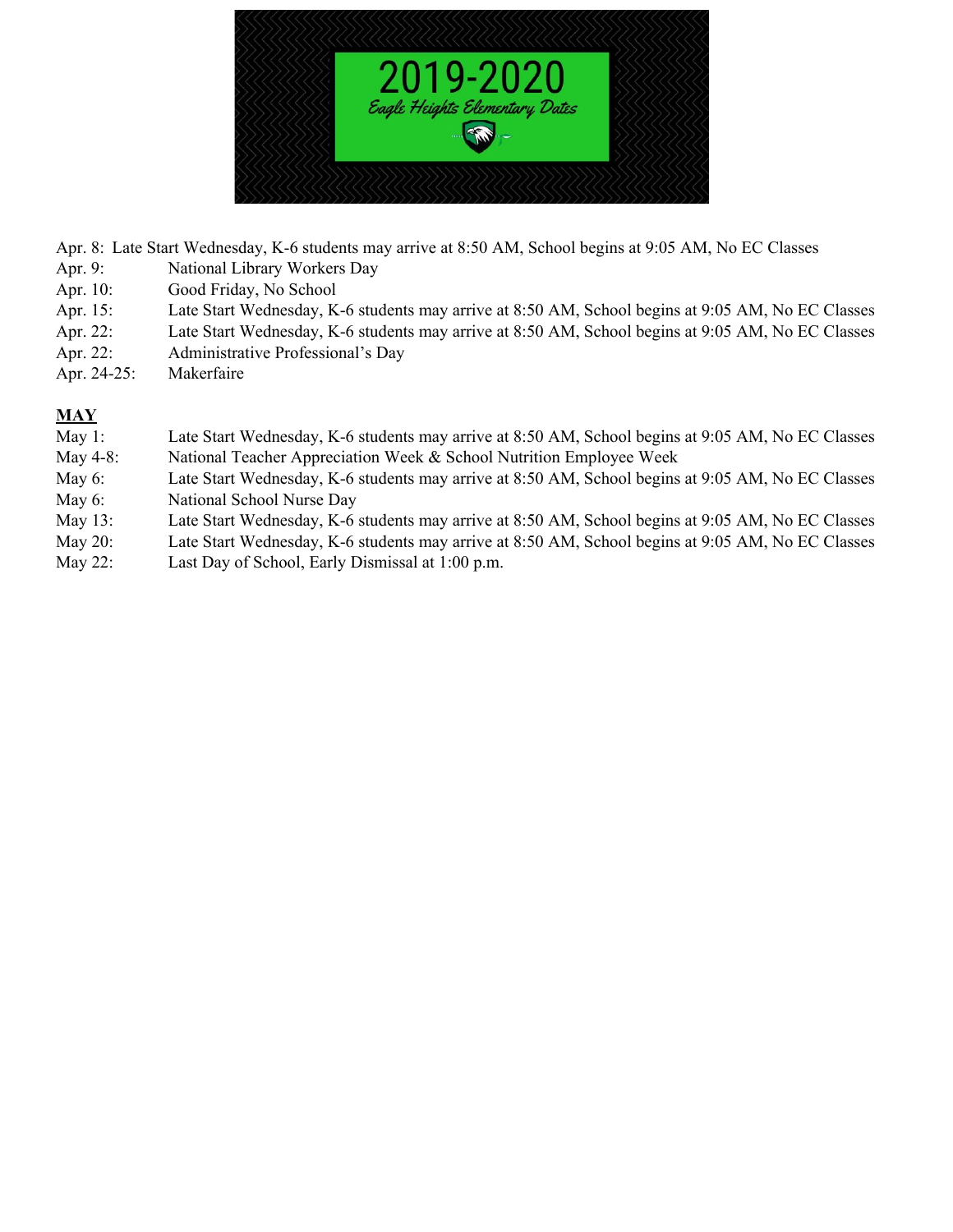# 2019-2020

*Eagle Heights Elementary Dates*

Apr. 8: Late Start Wednesday, K-6 students may arrive at 8:50 AM, School begins at 9:05 AM, No EC Classes
Apr. 9: National Library Workers Day
Apr. 10: Good Friday, No School
Apr. 15: Late Start Wednesday, K-6 students may arrive at 8:50 AM, School begins at 9:05 AM, No EC Classes
Apr. 22: Late Start Wednesday, K-6 students may arrive at 8:50 AM, School begins at 9:05 AM, No EC Classes
Apr. 22: Administrative Professional's Day
Apr. 24-25: Makerfaire

**MAY**

May 1: Late Start Wednesday, K-6 students may arrive at 8:50 AM, School begins at 9:05 AM, No EC Classes
May 4-8: National Teacher Appreciation Week & School Nutrition Employee Week
May 6: Late Start Wednesday, K-6 students may arrive at 8:50 AM, School begins at 9:05 AM, No EC Classes
May 6: National School Nurse Day
May 13: Late Start Wednesday, K-6 students may arrive at 8:50 AM, School begins at 9:05 AM, No EC Classes
May 20: Late Start Wednesday, K-6 students may arrive at 8:50 AM, School begins at 9:05 AM, No EC Classes
May 22: Last Day of School, Early Dismissal at 1:00 p.m.